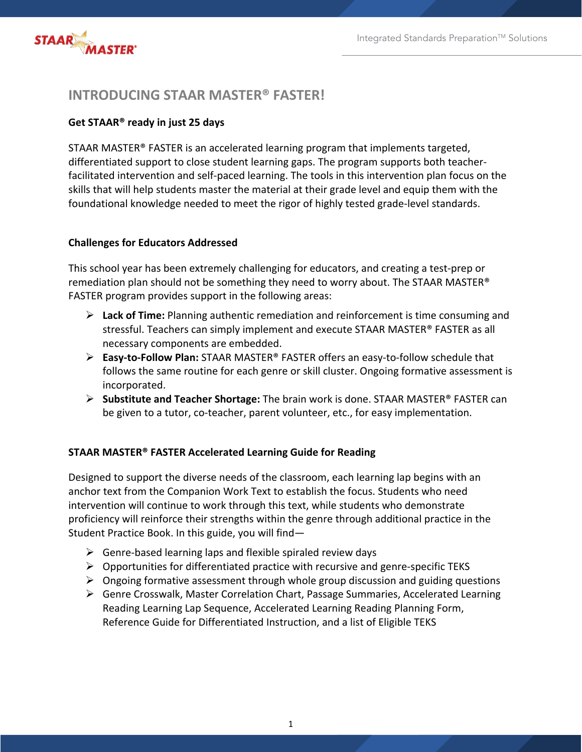# INTRODUCING STAAR MASTER® FASTER!

**Get STAAR® ready in just 25 days**

STAAR MASTER® FASTER is an accelerated learning program that implements targeted, differentiated support to close student learning gaps. The program supports both teacher-facilitated intervention and self-paced learning. The tools in this intervention plan focus on the skills that will help students master the material at their grade level and equip them with the foundational knowledge needed to meet the rigor of highly tested grade-level standards.

### Challenges for Educators Addressed

This school year has been extremely challenging for educators, and creating a test-prep or remediation plan should not be something they need to worry about. The STAAR MASTER® FASTER program provides support in the following areas:

- **Lack of Time:** Planning authentic remediation and reinforcement is time consuming and stressful. Teachers can simply implement and execute STAAR MASTER® FASTER as all necessary components are embedded.
- **Easy-to-Follow Plan:** STAAR MASTER® FASTER offers an easy-to-follow schedule that follows the same routine for each genre or skill cluster. Ongoing formative assessment is incorporated.
- **Substitute and Teacher Shortage:** The brain work is done. STAAR MASTER® FASTER can be given to a tutor, co-teacher, parent volunteer, etc., for easy implementation.

### STAAR MASTER® FASTER Accelerated Learning Guide for Reading

Designed to support the diverse needs of the classroom, each learning lap begins with an anchor text from the Companion Work Text to establish the focus. Students who need intervention will continue to work through this text, while students who demonstrate proficiency will reinforce their strengths within the genre through additional practice in the Student Practice Book. In this guide, you will find—

- Genre-based learning laps and flexible spiraled review days
- Opportunities for differentiated practice with recursive and genre-specific TEKS
- Ongoing formative assessment through whole group discussion and guiding questions
- Genre Crosswalk, Master Correlation Chart, Passage Summaries, Accelerated Learning Reading Learning Lap Sequence, Accelerated Learning Reading Planning Form, Reference Guide for Differentiated Instruction, and a list of Eligible TEKS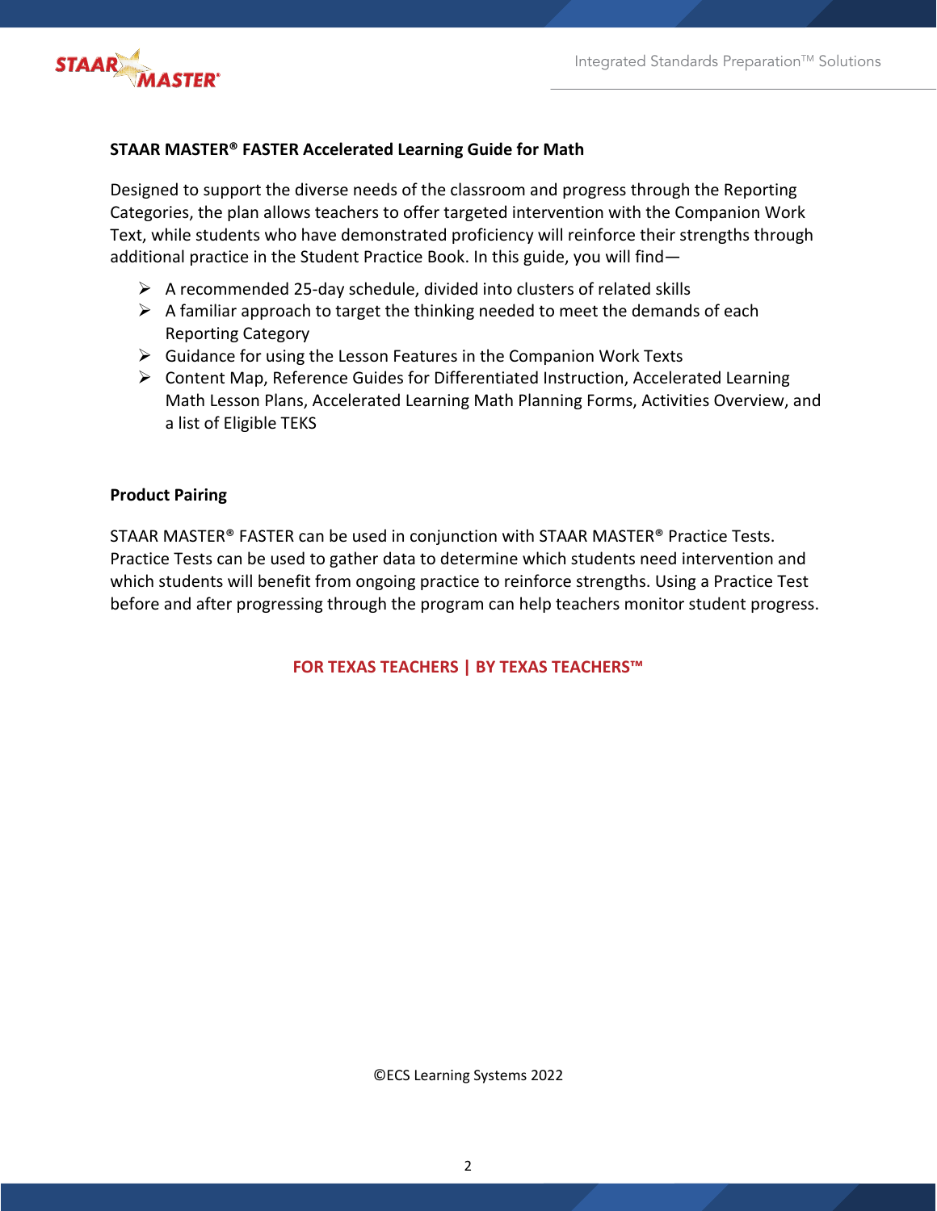**STAAR MASTER® FASTER Accelerated Learning Guide for Math**

Designed to support the diverse needs of the classroom and progress through the Reporting Categories, the plan allows teachers to offer targeted intervention with the Companion Work Text, while students who have demonstrated proficiency will reinforce their strengths through additional practice in the Student Practice Book. In this guide, you will find—

- A recommended 25-day schedule, divided into clusters of related skills
- A familiar approach to target the thinking needed to meet the demands of each Reporting Category
- Guidance for using the Lesson Features in the Companion Work Texts
- Content Map, Reference Guides for Differentiated Instruction, Accelerated Learning Math Lesson Plans, Accelerated Learning Math Planning Forms, Activities Overview, and a list of Eligible TEKS

**Product Pairing**

STAAR MASTER® FASTER can be used in conjunction with STAAR MASTER® Practice Tests. Practice Tests can be used to gather data to determine which students need intervention and which students will benefit from ongoing practice to reinforce strengths. Using a Practice Test before and after progressing through the program can help teachers monitor student progress.

**FOR TEXAS TEACHERS | BY TEXAS TEACHERS™**

©ECS Learning Systems 2022